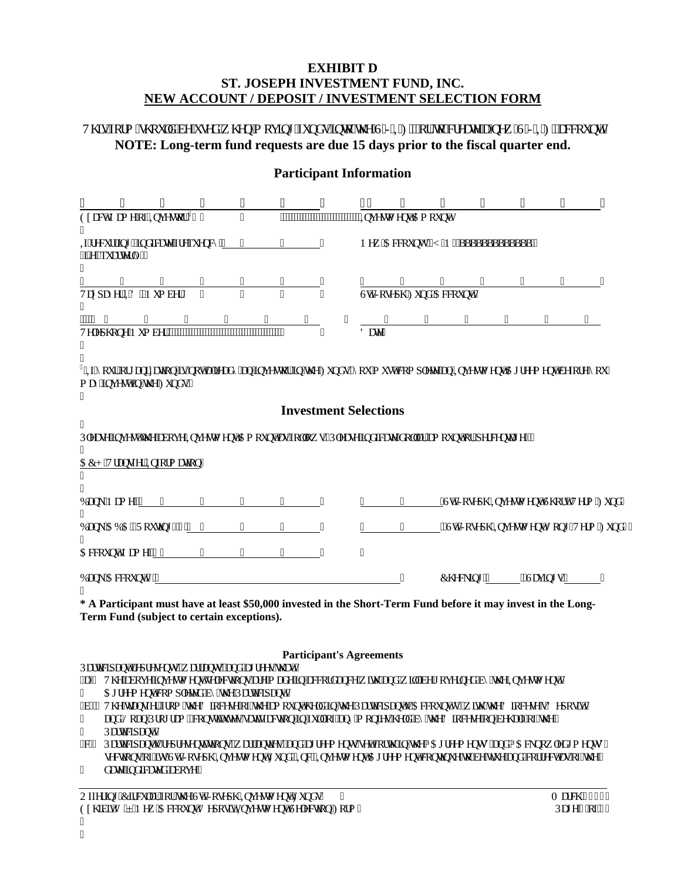# EXHIBIT D
## ST. JOSEPH INVESTMENT FUND, INC.
## NEW ACCOUNT / DEPOSIT / INVESTMENT SELECTION FORM

This form should be used when moving funds into the SJIF or to create a new SJIF account.
**NOTE: Long-term fund requests are due 15 days prior to the fiscal quarter end.**

### Participant Information

______________________________ &nbsp;&nbsp;&nbsp;&nbsp; ______________________________
Entity Name of Investor* &nbsp;&nbsp;&nbsp;&nbsp; Investment Amount

If recurring, indicate frequency ______________ &nbsp;&nbsp;&nbsp;&nbsp; New Account? Y / N ______________
(ie quarterly)

______________________________ &nbsp;&nbsp;&nbsp;&nbsp; ______________________________
Taxpayer ID Number &nbsp;&nbsp;&nbsp;&nbsp; St. Joseph Fund Account

______________________________ &nbsp;&nbsp;&nbsp;&nbsp; ______________________________
Telephone Number &nbsp;&nbsp;&nbsp;&nbsp; Date

*If your organization is not already an investor in the Funds, you must complete an Investment Agreement before you may invest in the Funds.

### Investment Selections

Please invest the above Investment Amount as follows (Please indicate dollar amount or percentage):

ACH Transfer Information

Bank Name: ______________________________ &nbsp;&nbsp;&nbsp;&nbsp; ______________ St. Joseph Investment Short Term Fund

Bank ABA Routing #: ______________________ &nbsp;&nbsp;&nbsp;&nbsp; ______________ St. Joseph Investment Long Term Fund*

Account Name: ___________________________

Bank Account #: ______________________________ &nbsp;&nbsp;&nbsp;&nbsp; Checking ______ Savings ______

**\* A Participant must have at least $50,000 invested in the Short-Term Fund before it may invest in the Long-Term Fund (subject to certain exceptions).**

#### Participant's Agreements

Participant represents, warrants and agrees that:

(a) The above investment selections are made in accordance with that and will be governed by the Investment Agreement completed by the Participant.

(b) The transfer from the Diocese of the amount held in the Participant's Account with the Diocese's Deposit and Loan Program constitutes a withdrawal in full of an amount held by the Diocese on behalf of the Participant.

(c) Participant's representations, warranties and agreements set forth in the "Agreements" and "Acknowledgments" sections of the St. Joseph Investment Fund, Inc. Investment Agreement continue to be true and correct as of the date indicated above.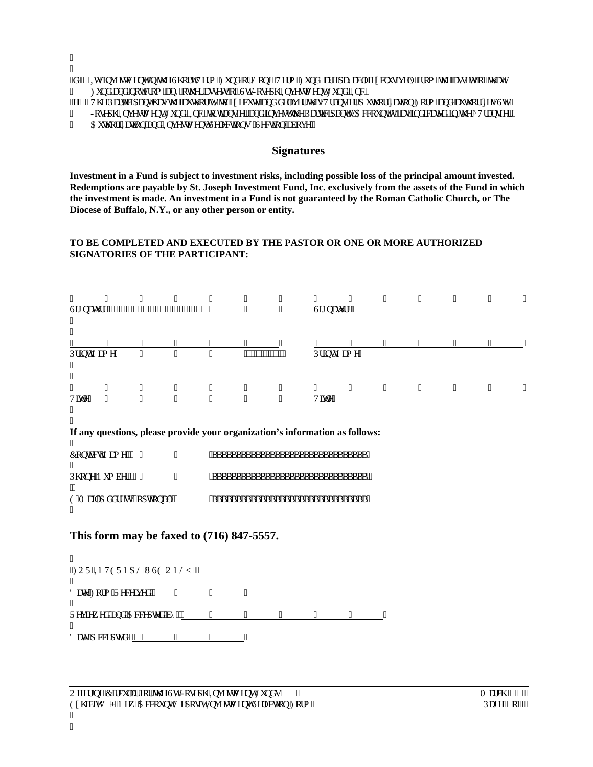d) Its investment in the Short Term Fund or Long Term Fund are payable exclusively from the assets of that Fund and not from any other assets of St. Joseph Investment Fund, Inc.

e) The Participant has the authority to enter into and execute and deliver this Transfer Authorization Form and authorizes St. Joseph Investment Fund, Inc. to internally invest the Participant's Accounts' assets indicated in the "Transfer Authorization and Investment Selections" Section above.

## Signatures

**Investment in a Fund is subject to investment risks, including possible loss of the principal amount invested. Redemptions are payable by St. Joseph Investment Fund, Inc. exclusively from the assets of the Fund in which the investment is made. An investment in a Fund is not guaranteed by the Roman Catholic Church, or The Diocese of Buffalo, N.Y., or any other person or entity.**

**TO BE COMPLETED AND EXECUTED BY THE PASTOR OR ONE OR MORE AUTHORIZED SIGNATORIES OF THE PARTICIPANT:**

| | |
|---|---|
| Signature ______________________ | Signature ______________________ |
| Print Name ______________________ | Print Name ______________________ |
| Title ______________________ | Title ______________________ |

**If any questions, please provide your organization's information as follows:**

Contact Name: ______________________________

Phone Number: ______________________________

E-Mail Address (optional): ______________________________

## This form may be faxed to (716) 847-5557.

FOR INTERNAL USE ONLY:

Date Form Received: ______________

Reviewed and Accepted by: ______________________

Date Accepted: ______________